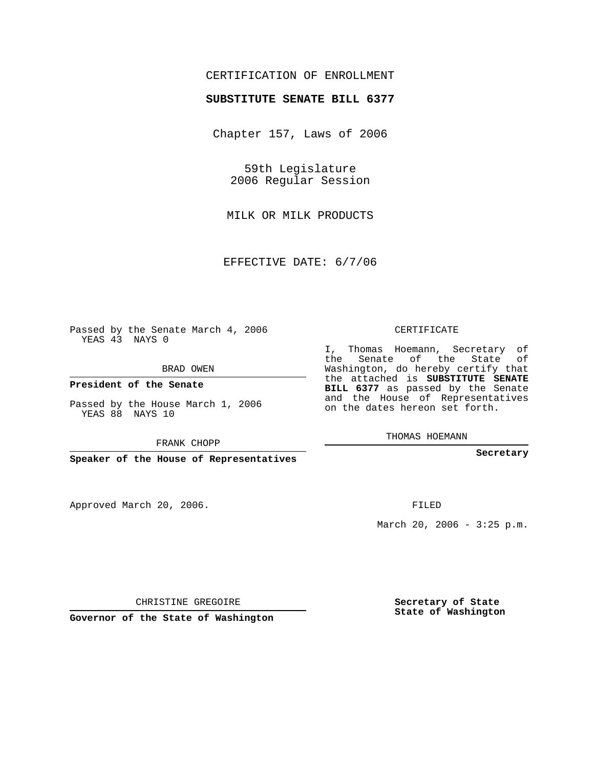CERTIFICATION OF ENROLLMENT

**SUBSTITUTE SENATE BILL 6377**

Chapter 157, Laws of 2006

59th Legislature
2006 Regular Session

MILK OR MILK PRODUCTS

EFFECTIVE DATE: 6/7/06

Passed by the Senate March 4, 2006
YEAS 43 NAYS 0

BRAD OWEN

**President of the Senate**

Passed by the House March 1, 2006
YEAS 88 NAYS 10

FRANK CHOPP

**Speaker of the House of Representatives**

Approved March 20, 2006.

CHRISTINE GREGOIRE

**Governor of the State of Washington**

CERTIFICATE

I, Thomas Hoemann, Secretary of the Senate of the State of Washington, do hereby certify that the attached is **SUBSTITUTE SENATE BILL 6377** as passed by the Senate and the House of Representatives on the dates hereon set forth.

THOMAS HOEMANN

**Secretary**

FILED

March 20, 2006 - 3:25 p.m.

**Secretary of State**
**State of Washington**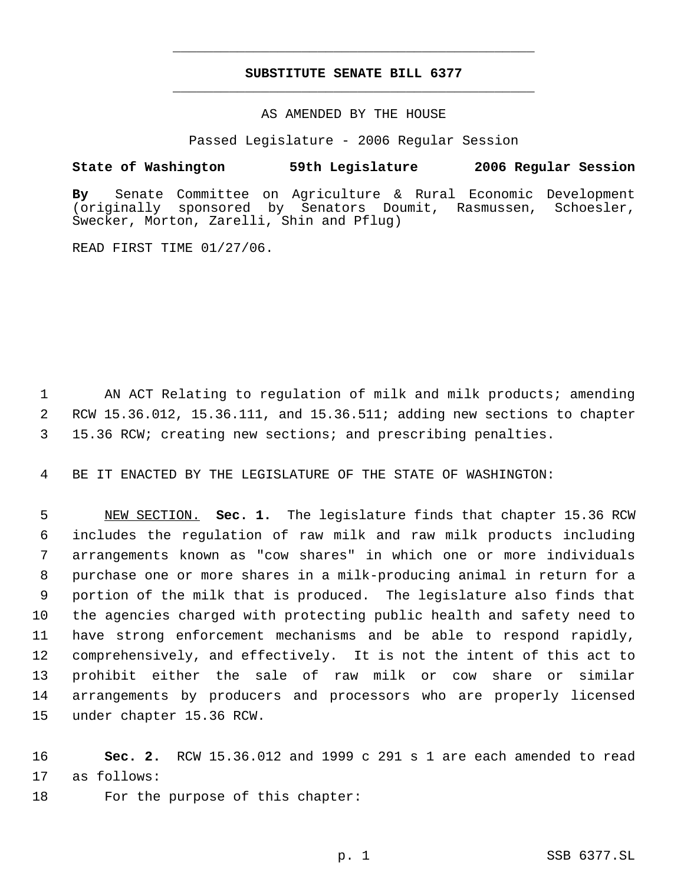# SUBSTITUTE SENATE BILL 6377

AS AMENDED BY THE HOUSE

Passed Legislature - 2006 Regular Session

**State of Washington 59th Legislature 2006 Regular Session**

**By** Senate Committee on Agriculture & Rural Economic Development (originally sponsored by Senators Doumit, Rasmussen, Schoesler, Swecker, Morton, Zarelli, Shin and Pflug)

READ FIRST TIME 01/27/06.

1 AN ACT Relating to regulation of milk and milk products; amending 2 RCW 15.36.012, 15.36.111, and 15.36.511; adding new sections to chapter 3 15.36 RCW; creating new sections; and prescribing penalties.

4 BE IT ENACTED BY THE LEGISLATURE OF THE STATE OF WASHINGTON:

5 NEW SECTION. **Sec. 1.** The legislature finds that chapter 15.36 RCW 6 includes the regulation of raw milk and raw milk products including 7 arrangements known as "cow shares" in which one or more individuals 8 purchase one or more shares in a milk-producing animal in return for a 9 portion of the milk that is produced. The legislature also finds that 10 the agencies charged with protecting public health and safety need to 11 have strong enforcement mechanisms and be able to respond rapidly, 12 comprehensively, and effectively. It is not the intent of this act to 13 prohibit either the sale of raw milk or cow share or similar 14 arrangements by producers and processors who are properly licensed 15 under chapter 15.36 RCW.

16 **Sec. 2.** RCW 15.36.012 and 1999 c 291 s 1 are each amended to read 17 as follows:

18 For the purpose of this chapter: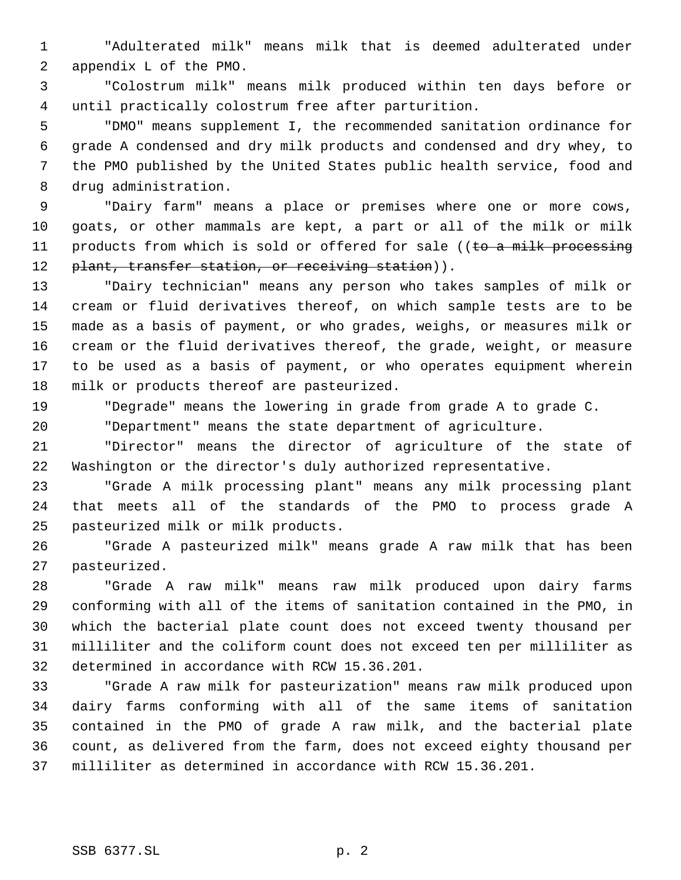"Adulterated milk" means milk that is deemed adulterated under appendix L of the PMO.

"Colostrum milk" means milk produced within ten days before or until practically colostrum free after parturition.

"DMO" means supplement I, the recommended sanitation ordinance for grade A condensed and dry milk products and condensed and dry whey, to the PMO published by the United States public health service, food and drug administration.

"Dairy farm" means a place or premises where one or more cows, goats, or other mammals are kept, a part or all of the milk or milk products from which is sold or offered for sale ((~~to a milk processing plant, transfer station, or receiving station~~)).

"Dairy technician" means any person who takes samples of milk or cream or fluid derivatives thereof, on which sample tests are to be made as a basis of payment, or who grades, weighs, or measures milk or cream or the fluid derivatives thereof, the grade, weight, or measure to be used as a basis of payment, or who operates equipment wherein milk or products thereof are pasteurized.

"Degrade" means the lowering in grade from grade A to grade C.

"Department" means the state department of agriculture.

"Director" means the director of agriculture of the state of Washington or the director's duly authorized representative.

"Grade A milk processing plant" means any milk processing plant that meets all of the standards of the PMO to process grade A pasteurized milk or milk products.

"Grade A pasteurized milk" means grade A raw milk that has been pasteurized.

"Grade A raw milk" means raw milk produced upon dairy farms conforming with all of the items of sanitation contained in the PMO, in which the bacterial plate count does not exceed twenty thousand per milliliter and the coliform count does not exceed ten per milliliter as determined in accordance with RCW 15.36.201.

"Grade A raw milk for pasteurization" means raw milk produced upon dairy farms conforming with all of the same items of sanitation contained in the PMO of grade A raw milk, and the bacterial plate count, as delivered from the farm, does not exceed eighty thousand per milliliter as determined in accordance with RCW 15.36.201.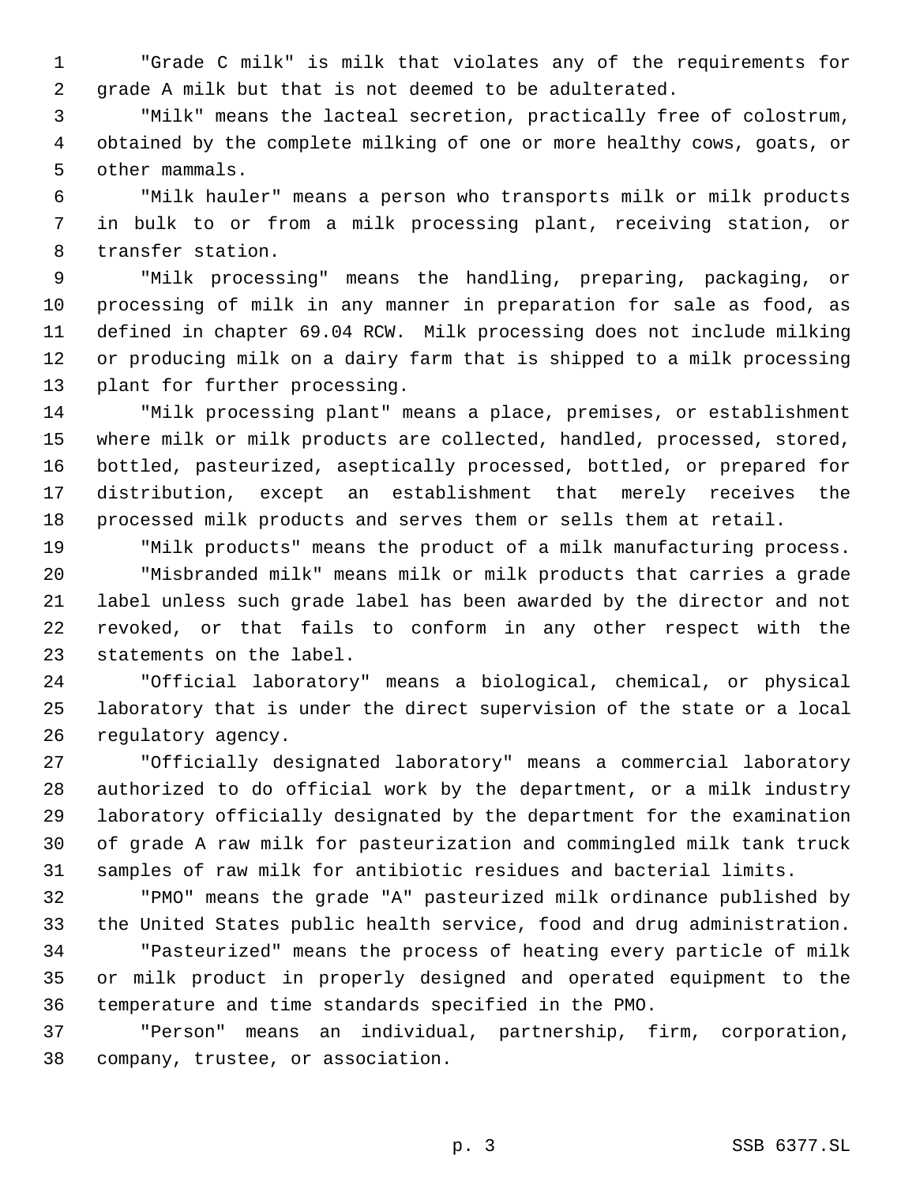"Grade C milk" is milk that violates any of the requirements for grade A milk but that is not deemed to be adulterated.

"Milk" means the lacteal secretion, practically free of colostrum, obtained by the complete milking of one or more healthy cows, goats, or other mammals.

"Milk hauler" means a person who transports milk or milk products in bulk to or from a milk processing plant, receiving station, or transfer station.

"Milk processing" means the handling, preparing, packaging, or processing of milk in any manner in preparation for sale as food, as defined in chapter 69.04 RCW. Milk processing does not include milking or producing milk on a dairy farm that is shipped to a milk processing plant for further processing.

"Milk processing plant" means a place, premises, or establishment where milk or milk products are collected, handled, processed, stored, bottled, pasteurized, aseptically processed, bottled, or prepared for distribution, except an establishment that merely receives the processed milk products and serves them or sells them at retail.

"Milk products" means the product of a milk manufacturing process.

"Misbranded milk" means milk or milk products that carries a grade label unless such grade label has been awarded by the director and not revoked, or that fails to conform in any other respect with the statements on the label.

"Official laboratory" means a biological, chemical, or physical laboratory that is under the direct supervision of the state or a local regulatory agency.

"Officially designated laboratory" means a commercial laboratory authorized to do official work by the department, or a milk industry laboratory officially designated by the department for the examination of grade A raw milk for pasteurization and commingled milk tank truck samples of raw milk for antibiotic residues and bacterial limits.

"PMO" means the grade "A" pasteurized milk ordinance published by the United States public health service, food and drug administration.

"Pasteurized" means the process of heating every particle of milk or milk product in properly designed and operated equipment to the temperature and time standards specified in the PMO.

"Person" means an individual, partnership, firm, corporation, company, trustee, or association.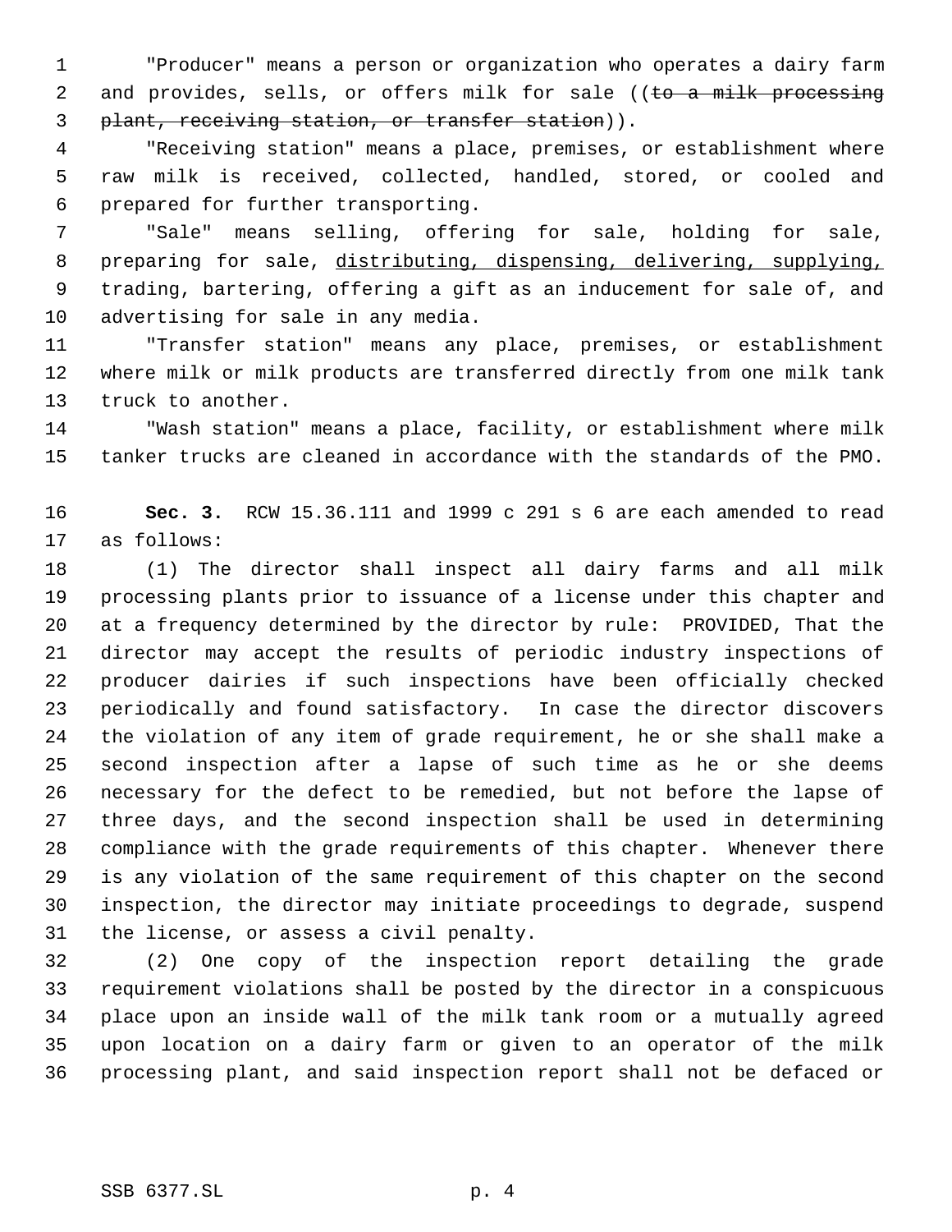"Producer" means a person or organization who operates a dairy farm and provides, sells, or offers milk for sale ((~~to a milk processing plant, receiving station, or transfer station~~)).

"Receiving station" means a place, premises, or establishment where raw milk is received, collected, handled, stored, or cooled and prepared for further transporting.

"Sale" means selling, offering for sale, holding for sale, preparing for sale, <u>distributing, dispensing, delivering, supplying,</u> trading, bartering, offering a gift as an inducement for sale of, and advertising for sale in any media.

"Transfer station" means any place, premises, or establishment where milk or milk products are transferred directly from one milk tank truck to another.

"Wash station" means a place, facility, or establishment where milk tanker trucks are cleaned in accordance with the standards of the PMO.

**Sec. 3.** RCW 15.36.111 and 1999 c 291 s 6 are each amended to read as follows:

(1) The director shall inspect all dairy farms and all milk processing plants prior to issuance of a license under this chapter and at a frequency determined by the director by rule: PROVIDED, That the director may accept the results of periodic industry inspections of producer dairies if such inspections have been officially checked periodically and found satisfactory. In case the director discovers the violation of any item of grade requirement, he or she shall make a second inspection after a lapse of such time as he or she deems necessary for the defect to be remedied, but not before the lapse of three days, and the second inspection shall be used in determining compliance with the grade requirements of this chapter. Whenever there is any violation of the same requirement of this chapter on the second inspection, the director may initiate proceedings to degrade, suspend the license, or assess a civil penalty.

(2) One copy of the inspection report detailing the grade requirement violations shall be posted by the director in a conspicuous place upon an inside wall of the milk tank room or a mutually agreed upon location on a dairy farm or given to an operator of the milk processing plant, and said inspection report shall not be defaced or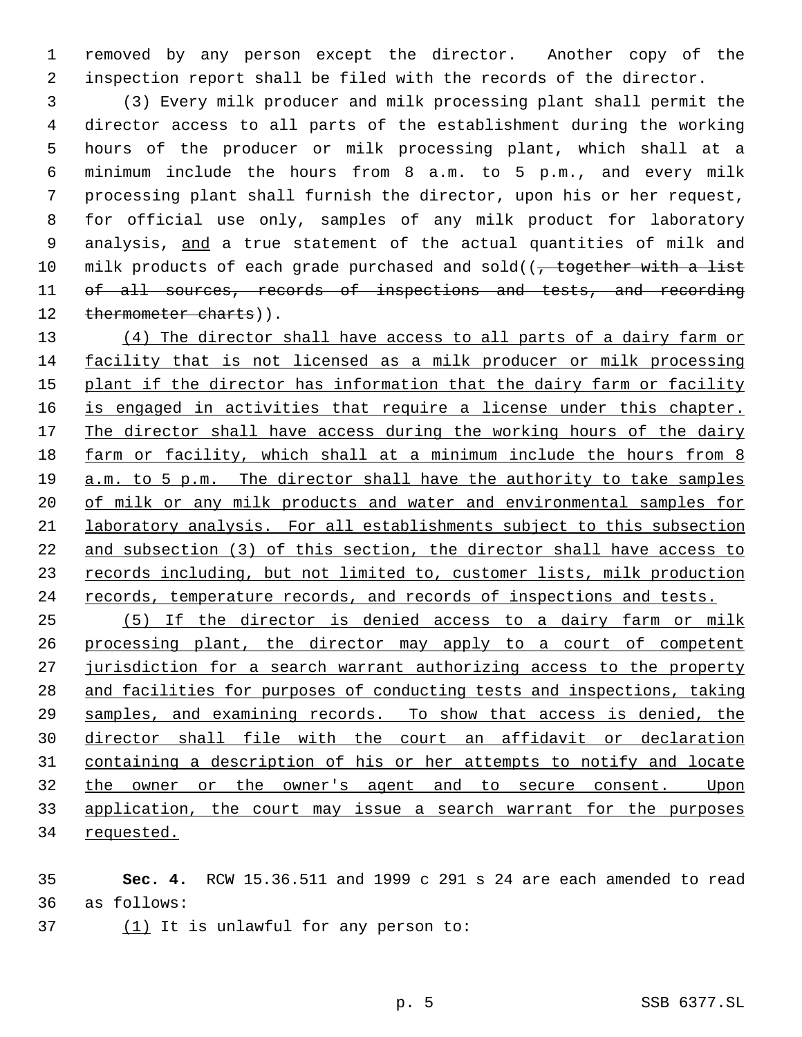removed by any person except the director. Another copy of the inspection report shall be filed with the records of the director.

(3) Every milk producer and milk processing plant shall permit the director access to all parts of the establishment during the working hours of the producer or milk processing plant, which shall at a minimum include the hours from 8 a.m. to 5 p.m., and every milk processing plant shall furnish the director, upon his or her request, for official use only, samples of any milk product for laboratory analysis, <u>and</u> a true statement of the actual quantities of milk and milk products of each grade purchased and sold((~~, together with a list of all sources, records of inspections and tests, and recording thermometer charts~~)).

<u>(4) The director shall have access to all parts of a dairy farm or facility that is not licensed as a milk producer or milk processing plant if the director has information that the dairy farm or facility is engaged in activities that require a license under this chapter. The director shall have access during the working hours of the dairy farm or facility, which shall at a minimum include the hours from 8 a.m. to 5 p.m. The director shall have the authority to take samples of milk or any milk products and water and environmental samples for laboratory analysis. For all establishments subject to this subsection and subsection (3) of this section, the director shall have access to records including, but not limited to, customer lists, milk production records, temperature records, and records of inspections and tests.</u>

<u>(5) If the director is denied access to a dairy farm or milk processing plant, the director may apply to a court of competent jurisdiction for a search warrant authorizing access to the property and facilities for purposes of conducting tests and inspections, taking samples, and examining records. To show that access is denied, the director shall file with the court an affidavit or declaration containing a description of his or her attempts to notify and locate the owner or the owner's agent and to secure consent. Upon application, the court may issue a search warrant for the purposes requested.</u>

**Sec. 4.** RCW 15.36.511 and 1999 c 291 s 24 are each amended to read as follows:

<u>(1)</u> It is unlawful for any person to: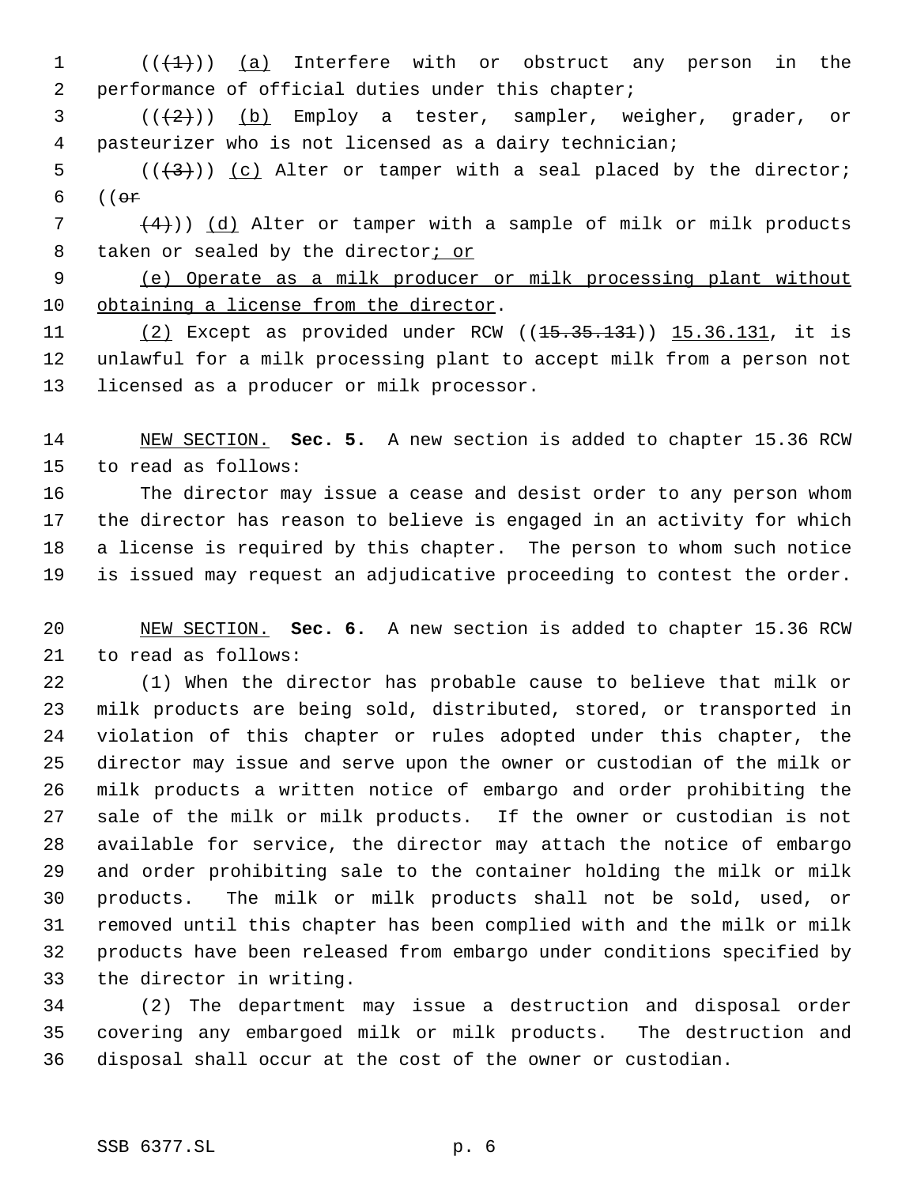(((1))) (a) Interfere with or obstruct any person in the performance of official duties under this chapter;

(((2))) (b) Employ a tester, sampler, weigher, grader, or pasteurizer who is not licensed as a dairy technician;

(((3))) (c) Alter or tamper with a seal placed by the director; ((or

(4))) (d) Alter or tamper with a sample of milk or milk products taken or sealed by the director; or

(e) Operate as a milk producer or milk processing plant without obtaining a license from the director.

(2) Except as provided under RCW ((15.35.131)) 15.36.131, it is unlawful for a milk processing plant to accept milk from a person not licensed as a producer or milk processor.

NEW SECTION. **Sec. 5.** A new section is added to chapter 15.36 RCW to read as follows:

The director may issue a cease and desist order to any person whom the director has reason to believe is engaged in an activity for which a license is required by this chapter. The person to whom such notice is issued may request an adjudicative proceeding to contest the order.

NEW SECTION. **Sec. 6.** A new section is added to chapter 15.36 RCW to read as follows:

(1) When the director has probable cause to believe that milk or milk products are being sold, distributed, stored, or transported in violation of this chapter or rules adopted under this chapter, the director may issue and serve upon the owner or custodian of the milk or milk products a written notice of embargo and order prohibiting the sale of the milk or milk products. If the owner or custodian is not available for service, the director may attach the notice of embargo and order prohibiting sale to the container holding the milk or milk products. The milk or milk products shall not be sold, used, or removed until this chapter has been complied with and the milk or milk products have been released from embargo under conditions specified by the director in writing.

(2) The department may issue a destruction and disposal order covering any embargoed milk or milk products. The destruction and disposal shall occur at the cost of the owner or custodian.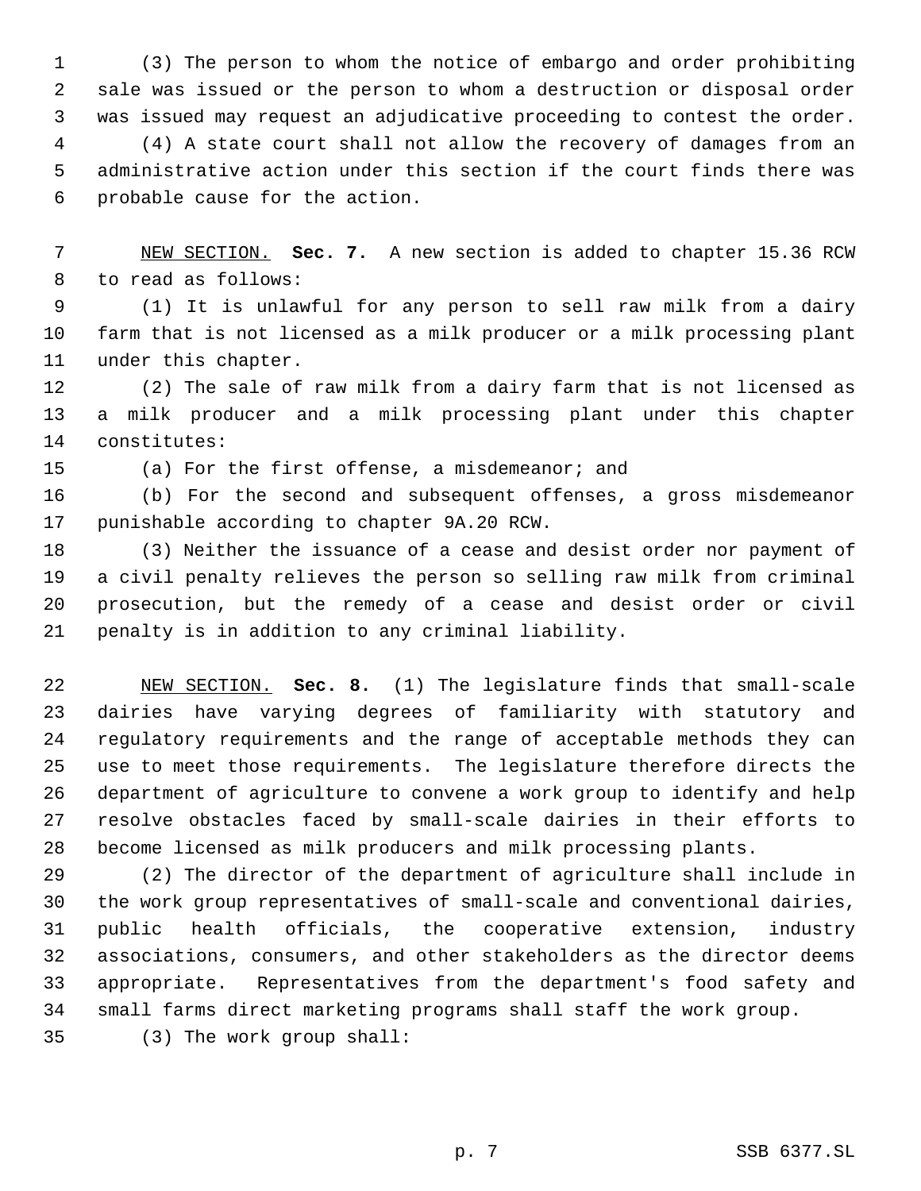(3) The person to whom the notice of embargo and order prohibiting sale was issued or the person to whom a destruction or disposal order was issued may request an adjudicative proceeding to contest the order.

(4) A state court shall not allow the recovery of damages from an administrative action under this section if the court finds there was probable cause for the action.

NEW SECTION. **Sec. 7.** A new section is added to chapter 15.36 RCW to read as follows:

(1) It is unlawful for any person to sell raw milk from a dairy farm that is not licensed as a milk producer or a milk processing plant under this chapter.

(2) The sale of raw milk from a dairy farm that is not licensed as a milk producer and a milk processing plant under this chapter constitutes:

(a) For the first offense, a misdemeanor; and

(b) For the second and subsequent offenses, a gross misdemeanor punishable according to chapter 9A.20 RCW.

(3) Neither the issuance of a cease and desist order nor payment of a civil penalty relieves the person so selling raw milk from criminal prosecution, but the remedy of a cease and desist order or civil penalty is in addition to any criminal liability.

NEW SECTION. **Sec. 8.** (1) The legislature finds that small-scale dairies have varying degrees of familiarity with statutory and regulatory requirements and the range of acceptable methods they can use to meet those requirements. The legislature therefore directs the department of agriculture to convene a work group to identify and help resolve obstacles faced by small-scale dairies in their efforts to become licensed as milk producers and milk processing plants.

(2) The director of the department of agriculture shall include in the work group representatives of small-scale and conventional dairies, public health officials, the cooperative extension, industry associations, consumers, and other stakeholders as the director deems appropriate. Representatives from the department's food safety and small farms direct marketing programs shall staff the work group.

(3) The work group shall: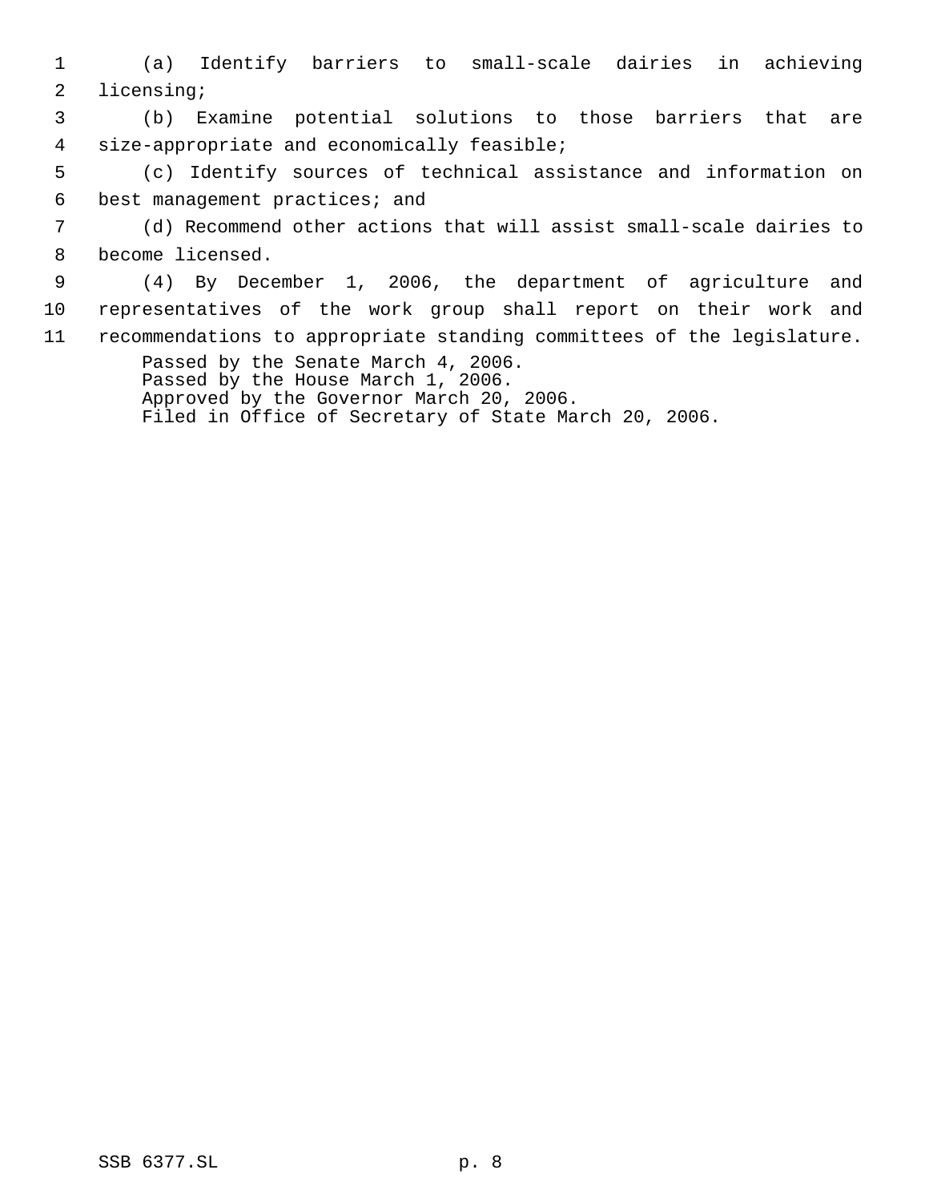(a) Identify barriers to small-scale dairies in achieving licensing;

(b) Examine potential solutions to those barriers that are size-appropriate and economically feasible;

(c) Identify sources of technical assistance and information on best management practices; and

(d) Recommend other actions that will assist small-scale dairies to become licensed.

(4) By December 1, 2006, the department of agriculture and representatives of the work group shall report on their work and recommendations to appropriate standing committees of the legislature.

Passed by the Senate March 4, 2006.
Passed by the House March 1, 2006.
Approved by the Governor March 20, 2006.
Filed in Office of Secretary of State March 20, 2006.